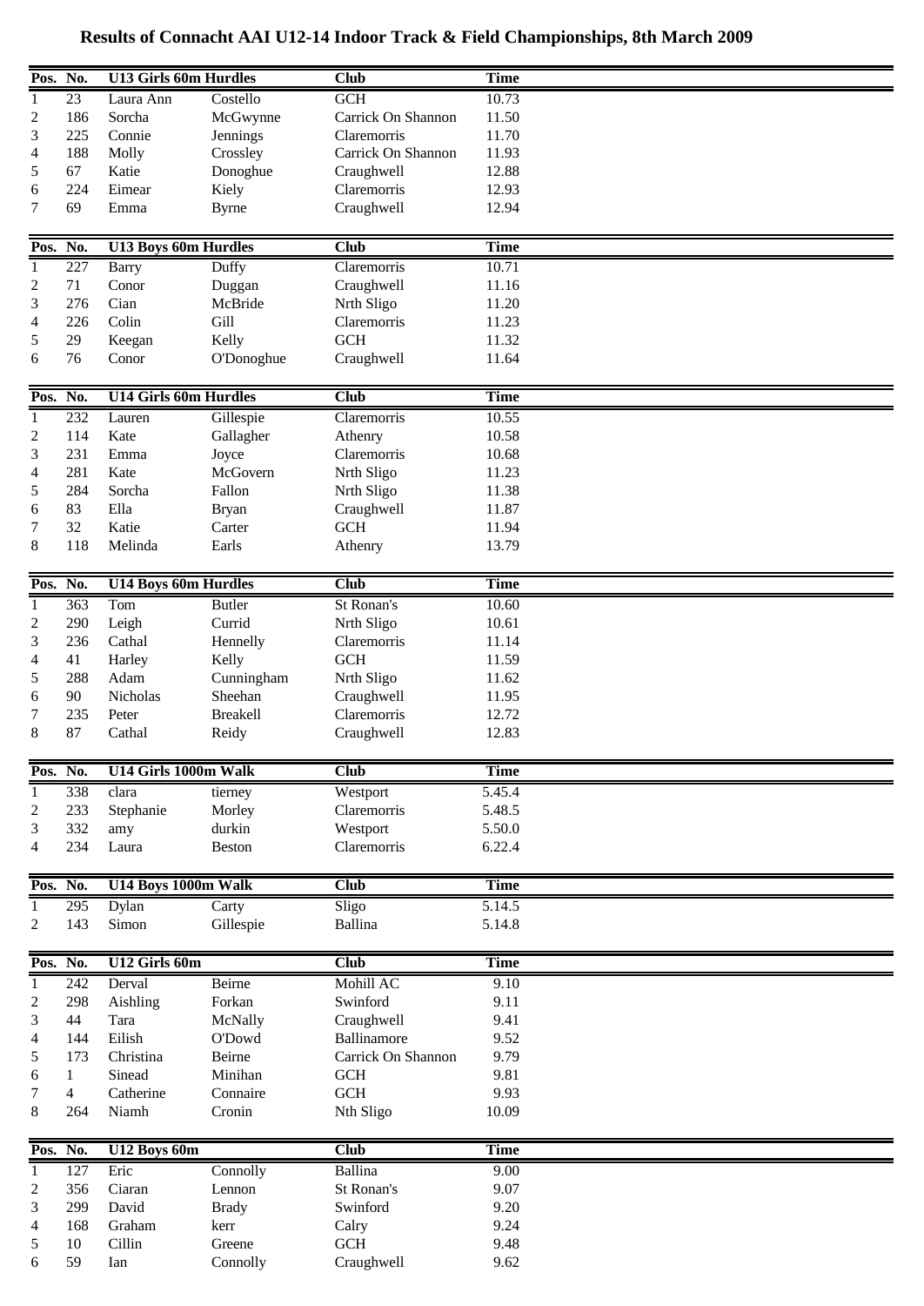# Results of Connacht AAI U12-14 Indoor Track & Field Championships, 8th March 2009

| Pos. | No. | U13 Girls 60m Hurdles | | Club | Time |
|---|---|---|---|---|---|
| 1 | 23 | Laura Ann | Costello | GCH | 10.73 |
| 2 | 186 | Sorcha | McGwynne | Carrick On Shannon | 11.50 |
| 3 | 225 | Connie | Jennings | Claremorris | 11.70 |
| 4 | 188 | Molly | Crossley | Carrick On Shannon | 11.93 |
| 5 | 67 | Katie | Donoghue | Craughwell | 12.88 |
| 6 | 224 | Eimear | Kiely | Claremorris | 12.93 |
| 7 | 69 | Emma | Byrne | Craughwell | 12.94 |

| Pos. | No. | U13 Boys 60m Hurdles | | Club | Time |
|---|---|---|---|---|---|
| 1 | 227 | Barry | Duffy | Claremorris | 10.71 |
| 2 | 71 | Conor | Duggan | Craughwell | 11.16 |
| 3 | 276 | Cian | McBride | Nrth Sligo | 11.20 |
| 4 | 226 | Colin | Gill | Claremorris | 11.23 |
| 5 | 29 | Keegan | Kelly | GCH | 11.32 |
| 6 | 76 | Conor | O'Donoghue | Craughwell | 11.64 |

| Pos. | No. | U14 Girls 60m Hurdles | | Club | Time |
|---|---|---|---|---|---|
| 1 | 232 | Lauren | Gillespie | Claremorris | 10.55 |
| 2 | 114 | Kate | Gallagher | Athenry | 10.58 |
| 3 | 231 | Emma | Joyce | Claremorris | 10.68 |
| 4 | 281 | Kate | McGovern | Nrth Sligo | 11.23 |
| 5 | 284 | Sorcha | Fallon | Nrth Sligo | 11.38 |
| 6 | 83 | Ella | Bryan | Craughwell | 11.87 |
| 7 | 32 | Katie | Carter | GCH | 11.94 |
| 8 | 118 | Melinda | Earls | Athenry | 13.79 |

| Pos. | No. | U14 Boys 60m Hurdles | | Club | Time |
|---|---|---|---|---|---|
| 1 | 363 | Tom | Butler | St Ronan's | 10.60 |
| 2 | 290 | Leigh | Currid | Nrth Sligo | 10.61 |
| 3 | 236 | Cathal | Hennelly | Claremorris | 11.14 |
| 4 | 41 | Harley | Kelly | GCH | 11.59 |
| 5 | 288 | Adam | Cunningham | Nrth Sligo | 11.62 |
| 6 | 90 | Nicholas | Sheehan | Craughwell | 11.95 |
| 7 | 235 | Peter | Breakell | Claremorris | 12.72 |
| 8 | 87 | Cathal | Reidy | Craughwell | 12.83 |

| Pos. | No. | U14 Girls 1000m Walk | | Club | Time |
|---|---|---|---|---|---|
| 1 | 338 | clara | tierney | Westport | 5.45.4 |
| 2 | 233 | Stephanie | Morley | Claremorris | 5.48.5 |
| 3 | 332 | amy | durkin | Westport | 5.50.0 |
| 4 | 234 | Laura | Beston | Claremorris | 6.22.4 |

| Pos. | No. | U14 Boys 1000m Walk | | Club | Time |
|---|---|---|---|---|---|
| 1 | 295 | Dylan | Carty | Sligo | 5.14.5 |
| 2 | 143 | Simon | Gillespie | Ballina | 5.14.8 |

| Pos. | No. | U12 Girls 60m | | Club | Time |
|---|---|---|---|---|---|
| 1 | 242 | Derval | Beirne | Mohill AC | 9.10 |
| 2 | 298 | Aishling | Forkan | Swinford | 9.11 |
| 3 | 44 | Tara | McNally | Craughwell | 9.41 |
| 4 | 144 | Eilish | O'Dowd | Ballinamore | 9.52 |
| 5 | 173 | Christina | Beirne | Carrick On Shannon | 9.79 |
| 6 | 1 | Sinead | Minihan | GCH | 9.81 |
| 7 | 4 | Catherine | Connaire | GCH | 9.93 |
| 8 | 264 | Niamh | Cronin | Nth Sligo | 10.09 |

| Pos. | No. | U12 Boys 60m | | Club | Time |
|---|---|---|---|---|---|
| 1 | 127 | Eric | Connolly | Ballina | 9.00 |
| 2 | 356 | Ciaran | Lennon | St Ronan's | 9.07 |
| 3 | 299 | David | Brady | Swinford | 9.20 |
| 4 | 168 | Graham | kerr | Calry | 9.24 |
| 5 | 10 | Cillin | Greene | GCH | 9.48 |
| 6 | 59 | Ian | Connolly | Craughwell | 9.62 |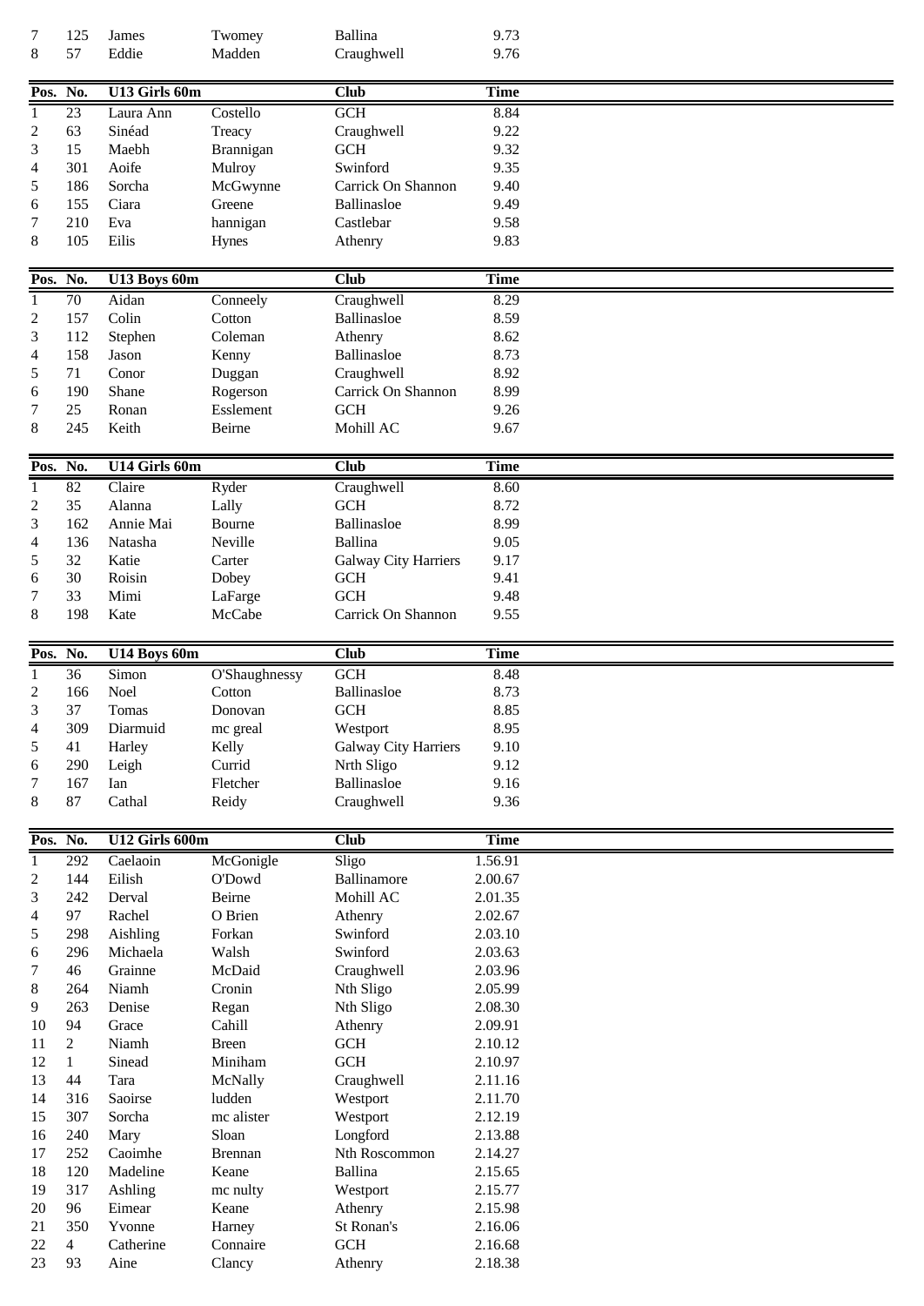| Pos. | No. | | | Club | Time |
|---|---|---|---|---|---|
| 7 | 125 | James | Twomey | Ballina | 9.73 |
| 8 | 57 | Eddie | Madden | Craughwell | 9.76 |

| Pos. | No. | U13 Girls 60m | | Club | Time |
|---|---|---|---|---|---|
| 1 | 23 | Laura Ann | Costello | GCH | 8.84 |
| 2 | 63 | Sinéad | Treacy | Craughwell | 9.22 |
| 3 | 15 | Maebh | Brannigan | GCH | 9.32 |
| 4 | 301 | Aoife | Mulroy | Swinford | 9.35 |
| 5 | 186 | Sorcha | McGwynne | Carrick On Shannon | 9.40 |
| 6 | 155 | Ciara | Greene | Ballinasloe | 9.49 |
| 7 | 210 | Eva | hannigan | Castlebar | 9.58 |
| 8 | 105 | Eilis | Hynes | Athenry | 9.83 |

| Pos. | No. | U13 Boys 60m | | Club | Time |
|---|---|---|---|---|---|
| 1 | 70 | Aidan | Conneely | Craughwell | 8.29 |
| 2 | 157 | Colin | Cotton | Ballinasloe | 8.59 |
| 3 | 112 | Stephen | Coleman | Athenry | 8.62 |
| 4 | 158 | Jason | Kenny | Ballinasloe | 8.73 |
| 5 | 71 | Conor | Duggan | Craughwell | 8.92 |
| 6 | 190 | Shane | Rogerson | Carrick On Shannon | 8.99 |
| 7 | 25 | Ronan | Esslement | GCH | 9.26 |
| 8 | 245 | Keith | Beirne | Mohill AC | 9.67 |

| Pos. | No. | U14 Girls 60m | | Club | Time |
|---|---|---|---|---|---|
| 1 | 82 | Claire | Ryder | Craughwell | 8.60 |
| 2 | 35 | Alanna | Lally | GCH | 8.72 |
| 3 | 162 | Annie Mai | Bourne | Ballinasloe | 8.99 |
| 4 | 136 | Natasha | Neville | Ballina | 9.05 |
| 5 | 32 | Katie | Carter | Galway City Harriers | 9.17 |
| 6 | 30 | Roisin | Dobey | GCH | 9.41 |
| 7 | 33 | Mimi | LaFarge | GCH | 9.48 |
| 8 | 198 | Kate | McCabe | Carrick On Shannon | 9.55 |

| Pos. | No. | U14 Boys 60m | | Club | Time |
|---|---|---|---|---|---|
| 1 | 36 | Simon | O'Shaughnessy | GCH | 8.48 |
| 2 | 166 | Noel | Cotton | Ballinasloe | 8.73 |
| 3 | 37 | Tomas | Donovan | GCH | 8.85 |
| 4 | 309 | Diarmuid | mc greal | Westport | 8.95 |
| 5 | 41 | Harley | Kelly | Galway City Harriers | 9.10 |
| 6 | 290 | Leigh | Currid | Nrth Sligo | 9.12 |
| 7 | 167 | Ian | Fletcher | Ballinasloe | 9.16 |
| 8 | 87 | Cathal | Reidy | Craughwell | 9.36 |

| Pos. | No. | U12 Girls 600m | | Club | Time |
|---|---|---|---|---|---|
| 1 | 292 | Caelaoin | McGonigle | Sligo | 1.56.91 |
| 2 | 144 | Eilish | O'Dowd | Ballinamore | 2.00.67 |
| 3 | 242 | Derval | Beirne | Mohill AC | 2.01.35 |
| 4 | 97 | Rachel | O Brien | Athenry | 2.02.67 |
| 5 | 298 | Aishling | Forkan | Swinford | 2.03.10 |
| 6 | 296 | Michaela | Walsh | Swinford | 2.03.63 |
| 7 | 46 | Grainne | McDaid | Craughwell | 2.03.96 |
| 8 | 264 | Niamh | Cronin | Nth Sligo | 2.05.99 |
| 9 | 263 | Denise | Regan | Nth Sligo | 2.08.30 |
| 10 | 94 | Grace | Cahill | Athenry | 2.09.91 |
| 11 | 2 | Niamh | Breen | GCH | 2.10.12 |
| 12 | 1 | Sinead | Miniham | GCH | 2.10.97 |
| 13 | 44 | Tara | McNally | Craughwell | 2.11.16 |
| 14 | 316 | Saoirse | ludden | Westport | 2.11.70 |
| 15 | 307 | Sorcha | mc alister | Westport | 2.12.19 |
| 16 | 240 | Mary | Sloan | Longford | 2.13.88 |
| 17 | 252 | Caoimhe | Brennan | Nth Roscommon | 2.14.27 |
| 18 | 120 | Madeline | Keane | Ballina | 2.15.65 |
| 19 | 317 | Ashling | mc nulty | Westport | 2.15.77 |
| 20 | 96 | Eimear | Keane | Athenry | 2.15.98 |
| 21 | 350 | Yvonne | Harney | St Ronan's | 2.16.06 |
| 22 | 4 | Catherine | Connaire | GCH | 2.16.68 |
| 23 | 93 | Aine | Clancy | Athenry | 2.18.38 |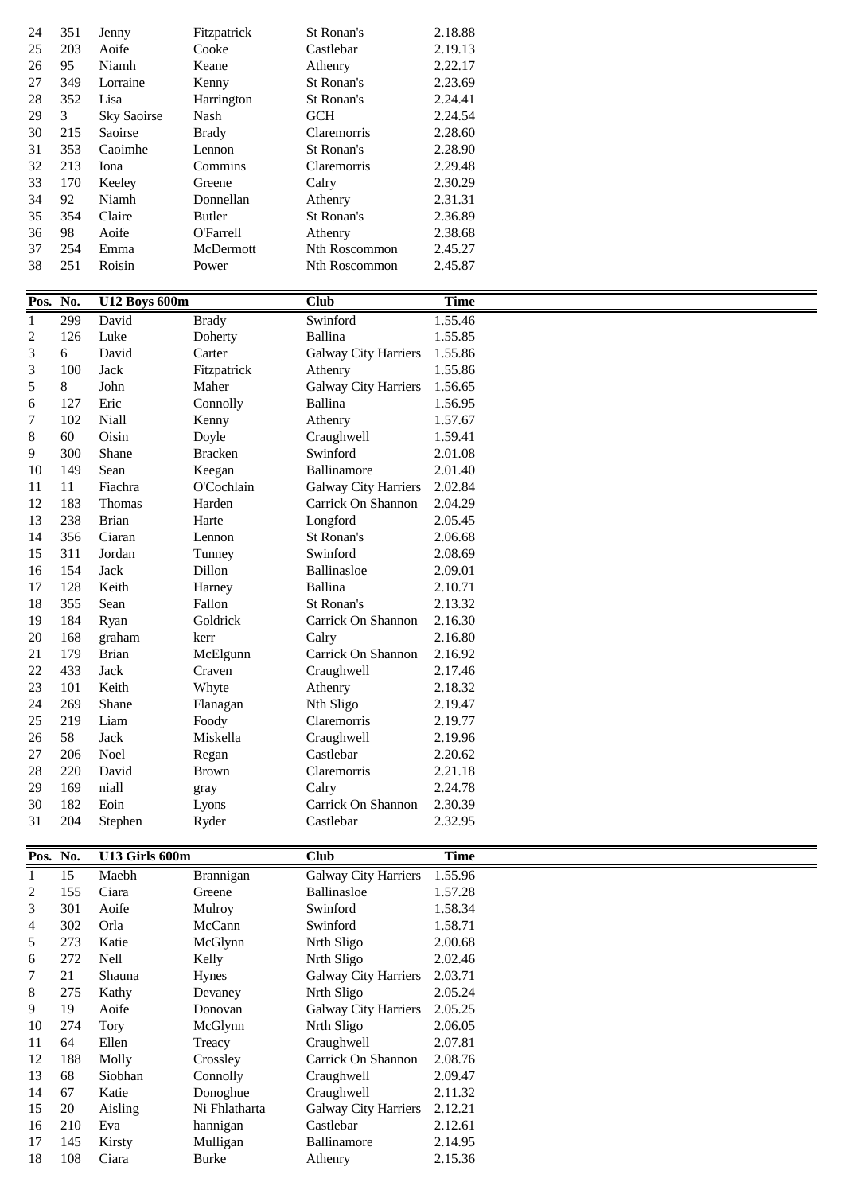| | | | | | |
|---|---|---|---|---|---|
| 24 | 351 | Jenny | Fitzpatrick | St Ronan's | 2.18.88 |
| 25 | 203 | Aoife | Cooke | Castlebar | 2.19.13 |
| 26 | 95 | Niamh | Keane | Athenry | 2.22.17 |
| 27 | 349 | Lorraine | Kenny | St Ronan's | 2.23.69 |
| 28 | 352 | Lisa | Harrington | St Ronan's | 2.24.41 |
| 29 | 3 | Sky Saoirse | Nash | GCH | 2.24.54 |
| 30 | 215 | Saoirse | Brady | Claremorris | 2.28.60 |
| 31 | 353 | Caoimhe | Lennon | St Ronan's | 2.28.90 |
| 32 | 213 | Iona | Commins | Claremorris | 2.29.48 |
| 33 | 170 | Keeley | Greene | Calry | 2.30.29 |
| 34 | 92 | Niamh | Donnellan | Athenry | 2.31.31 |
| 35 | 354 | Claire | Butler | St Ronan's | 2.36.89 |
| 36 | 98 | Aoife | O'Farrell | Athenry | 2.38.68 |
| 37 | 254 | Emma | McDermott | Nth Roscommon | 2.45.27 |
| 38 | 251 | Roisin | Power | Nth Roscommon | 2.45.87 |

| Pos. | No. | U12 Boys 600m | | Club | Time |
|---|---|---|---|---|---|
| 1 | 299 | David | Brady | Swinford | 1.55.46 |
| 2 | 126 | Luke | Doherty | Ballina | 1.55.85 |
| 3 | 6 | David | Carter | Galway City Harriers | 1.55.86 |
| 3 | 100 | Jack | Fitzpatrick | Athenry | 1.55.86 |
| 5 | 8 | John | Maher | Galway City Harriers | 1.56.65 |
| 6 | 127 | Eric | Connolly | Ballina | 1.56.95 |
| 7 | 102 | Niall | Kenny | Athenry | 1.57.67 |
| 8 | 60 | Oisin | Doyle | Craughwell | 1.59.41 |
| 9 | 300 | Shane | Bracken | Swinford | 2.01.08 |
| 10 | 149 | Sean | Keegan | Ballinamore | 2.01.40 |
| 11 | 11 | Fiachra | O'Cochlain | Galway City Harriers | 2.02.84 |
| 12 | 183 | Thomas | Harden | Carrick On Shannon | 2.04.29 |
| 13 | 238 | Brian | Harte | Longford | 2.05.45 |
| 14 | 356 | Ciaran | Lennon | St Ronan's | 2.06.68 |
| 15 | 311 | Jordan | Tunney | Swinford | 2.08.69 |
| 16 | 154 | Jack | Dillon | Ballinasloe | 2.09.01 |
| 17 | 128 | Keith | Harney | Ballina | 2.10.71 |
| 18 | 355 | Sean | Fallon | St Ronan's | 2.13.32 |
| 19 | 184 | Ryan | Goldrick | Carrick On Shannon | 2.16.30 |
| 20 | 168 | graham | kerr | Calry | 2.16.80 |
| 21 | 179 | Brian | McElgunn | Carrick On Shannon | 2.16.92 |
| 22 | 433 | Jack | Craven | Craughwell | 2.17.46 |
| 23 | 101 | Keith | Whyte | Athenry | 2.18.32 |
| 24 | 269 | Shane | Flanagan | Nth Sligo | 2.19.47 |
| 25 | 219 | Liam | Foody | Claremorris | 2.19.77 |
| 26 | 58 | Jack | Miskella | Craughwell | 2.19.96 |
| 27 | 206 | Noel | Regan | Castlebar | 2.20.62 |
| 28 | 220 | David | Brown | Claremorris | 2.21.18 |
| 29 | 169 | niall | gray | Calry | 2.24.78 |
| 30 | 182 | Eoin | Lyons | Carrick On Shannon | 2.30.39 |
| 31 | 204 | Stephen | Ryder | Castlebar | 2.32.95 |

| Pos. | No. | U13 Girls 600m | | Club | Time |
|---|---|---|---|---|---|
| 1 | 15 | Maebh | Brannigan | Galway City Harriers | 1.55.96 |
| 2 | 155 | Ciara | Greene | Ballinasloe | 1.57.28 |
| 3 | 301 | Aoife | Mulroy | Swinford | 1.58.34 |
| 4 | 302 | Orla | McCann | Swinford | 1.58.71 |
| 5 | 273 | Katie | McGlynn | Nrth Sligo | 2.00.68 |
| 6 | 272 | Nell | Kelly | Nrth Sligo | 2.02.46 |
| 7 | 21 | Shauna | Hynes | Galway City Harriers | 2.03.71 |
| 8 | 275 | Kathy | Devaney | Nrth Sligo | 2.05.24 |
| 9 | 19 | Aoife | Donovan | Galway City Harriers | 2.05.25 |
| 10 | 274 | Tory | McGlynn | Nrth Sligo | 2.06.05 |
| 11 | 64 | Ellen | Treacy | Craughwell | 2.07.81 |
| 12 | 188 | Molly | Crossley | Carrick On Shannon | 2.08.76 |
| 13 | 68 | Siobhan | Connolly | Craughwell | 2.09.47 |
| 14 | 67 | Katie | Donoghue | Craughwell | 2.11.32 |
| 15 | 20 | Aisling | Ni Fhlatharta | Galway City Harriers | 2.12.21 |
| 16 | 210 | Eva | hannigan | Castlebar | 2.12.61 |
| 17 | 145 | Kirsty | Mulligan | Ballinamore | 2.14.95 |
| 18 | 108 | Ciara | Burke | Athenry | 2.15.36 |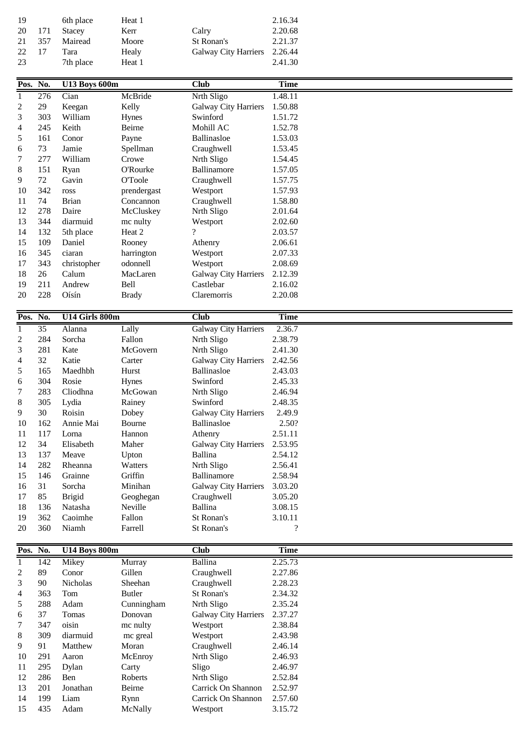| | | | | | |
|---|---|---|---|---|---|
| 19 | | 6th place | Heat 1 | | 2.16.34 |
| 20 | 171 | Stacey | Kerr | Calry | 2.20.68 |
| 21 | 357 | Mairead | Moore | St Ronan's | 2.21.37 |
| 22 | 17 | Tara | Healy | Galway City Harriers | 2.26.44 |
| 23 | | 7th place | Heat 1 | | 2.41.30 |

| Pos. | No. | U13 Boys 600m | | Club | Time |
|---|---|---|---|---|---|
| 1 | 276 | Cian | McBride | Nrth Sligo | 1.48.11 |
| 2 | 29 | Keegan | Kelly | Galway City Harriers | 1.50.88 |
| 3 | 303 | William | Hynes | Swinford | 1.51.72 |
| 4 | 245 | Keith | Beirne | Mohill AC | 1.52.78 |
| 5 | 161 | Conor | Payne | Ballinasloe | 1.53.03 |
| 6 | 73 | Jamie | Spellman | Craughwell | 1.53.45 |
| 7 | 277 | William | Crowe | Nrth Sligo | 1.54.45 |
| 8 | 151 | Ryan | O'Rourke | Ballinamore | 1.57.05 |
| 9 | 72 | Gavin | O'Toole | Craughwell | 1.57.75 |
| 10 | 342 | ross | prendergast | Westport | 1.57.93 |
| 11 | 74 | Brian | Concannon | Craughwell | 1.58.80 |
| 12 | 278 | Daire | McCluskey | Nrth Sligo | 2.01.64 |
| 13 | 344 | diarmuid | mc nulty | Westport | 2.02.60 |
| 14 | 132 | 5th place | Heat 2 | ? | 2.03.57 |
| 15 | 109 | Daniel | Rooney | Athenry | 2.06.61 |
| 16 | 345 | ciaran | harrington | Westport | 2.07.33 |
| 17 | 343 | christopher | odonnell | Westport | 2.08.69 |
| 18 | 26 | Calum | MacLaren | Galway City Harriers | 2.12.39 |
| 19 | 211 | Andrew | Bell | Castlebar | 2.16.02 |
| 20 | 228 | Oísín | Brady | Claremorris | 2.20.08 |

| Pos. | No. | U14 Girls 800m | | Club | Time |
|---|---|---|---|---|---|
| 1 | 35 | Alanna | Lally | Galway City Harriers | 2.36.7 |
| 2 | 284 | Sorcha | Fallon | Nrth Sligo | 2.38.79 |
| 3 | 281 | Kate | McGovern | Nrth Sligo | 2.41.30 |
| 4 | 32 | Katie | Carter | Galway City Harriers | 2.42.56 |
| 5 | 165 | Maedhbh | Hurst | Ballinasloe | 2.43.03 |
| 6 | 304 | Rosie | Hynes | Swinford | 2.45.33 |
| 7 | 283 | Cliodhna | McGowan | Nrth Sligo | 2.46.94 |
| 8 | 305 | Lydia | Rainey | Swinford | 2.48.35 |
| 9 | 30 | Roisin | Dobey | Galway City Harriers | 2.49.9 |
| 10 | 162 | Annie Mai | Bourne | Ballinasloe | 2.50? |
| 11 | 117 | Lorna | Hannon | Athenry | 2.51.11 |
| 12 | 34 | Elisabeth | Maher | Galway City Harriers | 2.53.95 |
| 13 | 137 | Meave | Upton | Ballina | 2.54.12 |
| 14 | 282 | Rheanna | Watters | Nrth Sligo | 2.56.41 |
| 15 | 146 | Grainne | Griffin | Ballinamore | 2.58.94 |
| 16 | 31 | Sorcha | Minihan | Galway City Harriers | 3.03.20 |
| 17 | 85 | Brigid | Geoghegan | Craughwell | 3.05.20 |
| 18 | 136 | Natasha | Neville | Ballina | 3.08.15 |
| 19 | 362 | Caoimhe | Fallon | St Ronan's | 3.10.11 |
| 20 | 360 | Niamh | Farrell | St Ronan's | ? |

| Pos. | No. | U14 Boys 800m | | Club | Time |
|---|---|---|---|---|---|
| 1 | 142 | Mikey | Murray | Ballina | 2.25.73 |
| 2 | 89 | Conor | Gillen | Craughwell | 2.27.86 |
| 3 | 90 | Nicholas | Sheehan | Craughwell | 2.28.23 |
| 4 | 363 | Tom | Butler | St Ronan's | 2.34.32 |
| 5 | 288 | Adam | Cunningham | Nrth Sligo | 2.35.24 |
| 6 | 37 | Tomas | Donovan | Galway City Harriers | 2.37.27 |
| 7 | 347 | oisin | mc nulty | Westport | 2.38.84 |
| 8 | 309 | diarmuid | mc greal | Westport | 2.43.98 |
| 9 | 91 | Matthew | Moran | Craughwell | 2.46.14 |
| 10 | 291 | Aaron | McEnroy | Nrth Sligo | 2.46.93 |
| 11 | 295 | Dylan | Carty | Sligo | 2.46.97 |
| 12 | 286 | Ben | Roberts | Nrth Sligo | 2.52.84 |
| 13 | 201 | Jonathan | Beirne | Carrick On Shannon | 2.52.97 |
| 14 | 199 | Liam | Rynn | Carrick On Shannon | 2.57.60 |
| 15 | 435 | Adam | McNally | Westport | 3.15.72 |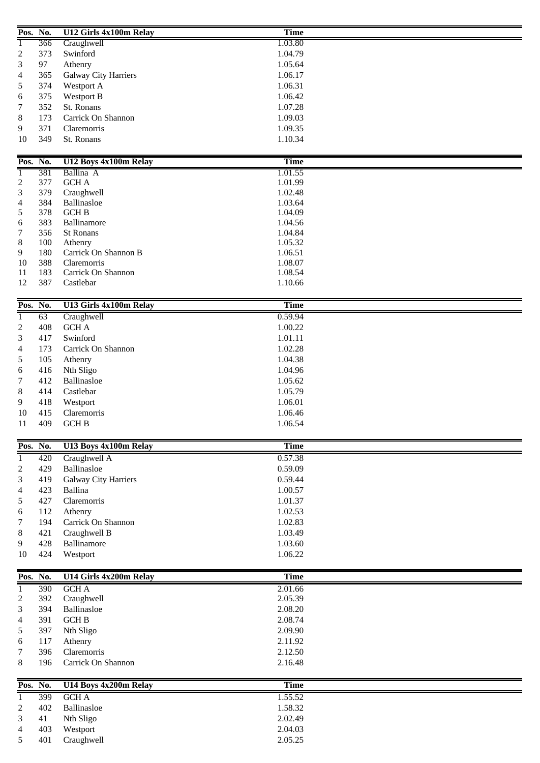| Pos. | No. | U12 Girls 4x100m Relay | Time |
|---|---|---|---|
| 1 | 366 | Craughwell | 1.03.80 |
| 2 | 373 | Swinford | 1.04.79 |
| 3 | 97 | Athenry | 1.05.64 |
| 4 | 365 | Galway City Harriers | 1.06.17 |
| 5 | 374 | Westport A | 1.06.31 |
| 6 | 375 | Westport B | 1.06.42 |
| 7 | 352 | St. Ronans | 1.07.28 |
| 8 | 173 | Carrick On Shannon | 1.09.03 |
| 9 | 371 | Claremorris | 1.09.35 |
| 10 | 349 | St. Ronans | 1.10.34 |

| Pos. | No. | U12 Boys 4x100m Relay | Time |
|---|---|---|---|
| 1 | 381 | Ballina A | 1.01.55 |
| 2 | 377 | GCH A | 1.01.99 |
| 3 | 379 | Craughwell | 1.02.48 |
| 4 | 384 | Ballinasloe | 1.03.64 |
| 5 | 378 | GCH B | 1.04.09 |
| 6 | 383 | Ballinamore | 1.04.56 |
| 7 | 356 | St Ronans | 1.04.84 |
| 8 | 100 | Athenry | 1.05.32 |
| 9 | 180 | Carrick On Shannon B | 1.06.51 |
| 10 | 388 | Claremorris | 1.08.07 |
| 11 | 183 | Carrick On Shannon | 1.08.54 |
| 12 | 387 | Castlebar | 1.10.66 |

| Pos. | No. | U13 Girls 4x100m Relay | Time |
|---|---|---|---|
| 1 | 63 | Craughwell | 0.59.94 |
| 2 | 408 | GCH A | 1.00.22 |
| 3 | 417 | Swinford | 1.01.11 |
| 4 | 173 | Carrick On Shannon | 1.02.28 |
| 5 | 105 | Athenry | 1.04.38 |
| 6 | 416 | Nth Sligo | 1.04.96 |
| 7 | 412 | Ballinasloe | 1.05.62 |
| 8 | 414 | Castlebar | 1.05.79 |
| 9 | 418 | Westport | 1.06.01 |
| 10 | 415 | Claremorris | 1.06.46 |
| 11 | 409 | GCH B | 1.06.54 |

| Pos. | No. | U13 Boys 4x100m Relay | Time |
|---|---|---|---|
| 1 | 420 | Craughwell A | 0.57.38 |
| 2 | 429 | Ballinasloe | 0.59.09 |
| 3 | 419 | Galway City Harriers | 0.59.44 |
| 4 | 423 | Ballina | 1.00.57 |
| 5 | 427 | Claremorris | 1.01.37 |
| 6 | 112 | Athenry | 1.02.53 |
| 7 | 194 | Carrick On Shannon | 1.02.83 |
| 8 | 421 | Craughwell B | 1.03.49 |
| 9 | 428 | Ballinamore | 1.03.60 |
| 10 | 424 | Westport | 1.06.22 |

| Pos. | No. | U14 Girls 4x200m Relay | Time |
|---|---|---|---|
| 1 | 390 | GCH A | 2.01.66 |
| 2 | 392 | Craughwell | 2.05.39 |
| 3 | 394 | Ballinasloe | 2.08.20 |
| 4 | 391 | GCH B | 2.08.74 |
| 5 | 397 | Nth Sligo | 2.09.90 |
| 6 | 117 | Athenry | 2.11.92 |
| 7 | 396 | Claremorris | 2.12.50 |
| 8 | 196 | Carrick On Shannon | 2.16.48 |

| Pos. | No. | U14 Boys 4x200m Relay | Time |
|---|---|---|---|
| 1 | 399 | GCH A | 1.55.52 |
| 2 | 402 | Ballinasloe | 1.58.32 |
| 3 | 41 | Nth Sligo | 2.02.49 |
| 4 | 403 | Westport | 2.04.03 |
| 5 | 401 | Craughwell | 2.05.25 |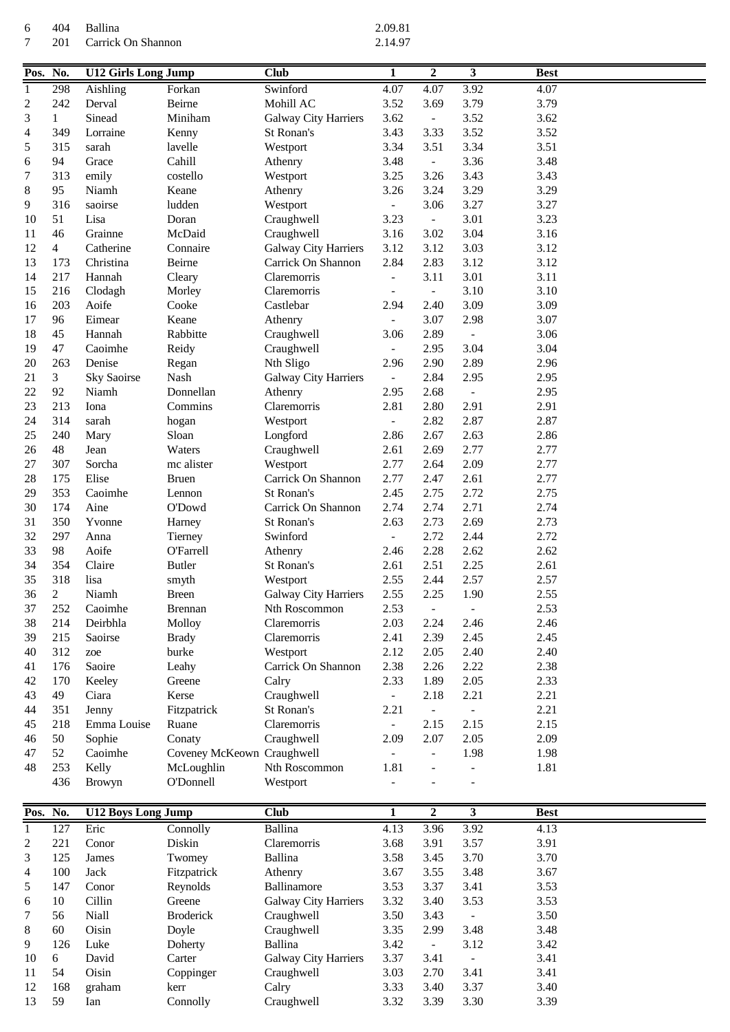| | | | |
|---|---|---|---|
| 6 | 404 | Ballina | 2.09.81 |
| 7 | 201 | Carrick On Shannon | 2.14.97 |

| Pos. | No. | U12 Girls Long Jump | | Club | 1 | 2 | 3 | Best |
|---|---|---|---|---|---|---|---|---|
| 1 | 298 | Aishling | Forkan | Swinford | 4.07 | 4.07 | 3.92 | 4.07 |
| 2 | 242 | Derval | Beirne | Mohill AC | 3.52 | 3.69 | 3.79 | 3.79 |
| 3 | 1 | Sinead | Miniham | Galway City Harriers | 3.62 | - | 3.52 | 3.62 |
| 4 | 349 | Lorraine | Kenny | St Ronan's | 3.43 | 3.33 | 3.52 | 3.52 |
| 5 | 315 | sarah | lavelle | Westport | 3.34 | 3.51 | 3.34 | 3.51 |
| 6 | 94 | Grace | Cahill | Athenry | 3.48 | - | 3.36 | 3.48 |
| 7 | 313 | emily | costello | Westport | 3.25 | 3.26 | 3.43 | 3.43 |
| 8 | 95 | Niamh | Keane | Athenry | 3.26 | 3.24 | 3.29 | 3.29 |
| 9 | 316 | saoirse | ludden | Westport | - | 3.06 | 3.27 | 3.27 |
| 10 | 51 | Lisa | Doran | Craughwell | 3.23 | - | 3.01 | 3.23 |
| 11 | 46 | Grainne | McDaid | Craughwell | 3.16 | 3.02 | 3.04 | 3.16 |
| 12 | 4 | Catherine | Connaire | Galway City Harriers | 3.12 | 3.12 | 3.03 | 3.12 |
| 13 | 173 | Christina | Beirne | Carrick On Shannon | 2.84 | 2.83 | 3.12 | 3.12 |
| 14 | 217 | Hannah | Cleary | Claremorris | - | 3.11 | 3.01 | 3.11 |
| 15 | 216 | Clodagh | Morley | Claremorris | - | - | 3.10 | 3.10 |
| 16 | 203 | Aoife | Cooke | Castlebar | 2.94 | 2.40 | 3.09 | 3.09 |
| 17 | 96 | Eimear | Keane | Athenry | - | 3.07 | 2.98 | 3.07 |
| 18 | 45 | Hannah | Rabbitte | Craughwell | 3.06 | 2.89 | - | 3.06 |
| 19 | 47 | Caoimhe | Reidy | Craughwell | - | 2.95 | 3.04 | 3.04 |
| 20 | 263 | Denise | Regan | Nth Sligo | 2.96 | 2.90 | 2.89 | 2.96 |
| 21 | 3 | Sky Saoirse | Nash | Galway City Harriers | - | 2.84 | 2.95 | 2.95 |
| 22 | 92 | Niamh | Donnellan | Athenry | 2.95 | 2.68 | - | 2.95 |
| 23 | 213 | Iona | Commins | Claremorris | 2.81 | 2.80 | 2.91 | 2.91 |
| 24 | 314 | sarah | hogan | Westport | - | 2.82 | 2.87 | 2.87 |
| 25 | 240 | Mary | Sloan | Longford | 2.86 | 2.67 | 2.63 | 2.86 |
| 26 | 48 | Jean | Waters | Craughwell | 2.61 | 2.69 | 2.77 | 2.77 |
| 27 | 307 | Sorcha | mc alister | Westport | 2.77 | 2.64 | 2.09 | 2.77 |
| 28 | 175 | Elise | Bruen | Carrick On Shannon | 2.77 | 2.47 | 2.61 | 2.77 |
| 29 | 353 | Caoimhe | Lennon | St Ronan's | 2.45 | 2.75 | 2.72 | 2.75 |
| 30 | 174 | Aine | O'Dowd | Carrick On Shannon | 2.74 | 2.74 | 2.71 | 2.74 |
| 31 | 350 | Yvonne | Harney | St Ronan's | 2.63 | 2.73 | 2.69 | 2.73 |
| 32 | 297 | Anna | Tierney | Swinford | - | 2.72 | 2.44 | 2.72 |
| 33 | 98 | Aoife | O'Farrell | Athenry | 2.46 | 2.28 | 2.62 | 2.62 |
| 34 | 354 | Claire | Butler | St Ronan's | 2.61 | 2.51 | 2.25 | 2.61 |
| 35 | 318 | lisa | smyth | Westport | 2.55 | 2.44 | 2.57 | 2.57 |
| 36 | 2 | Niamh | Breen | Galway City Harriers | 2.55 | 2.25 | 1.90 | 2.55 |
| 37 | 252 | Caoimhe | Brennan | Nth Roscommon | 2.53 | - | - | 2.53 |
| 38 | 214 | Deirbhla | Molloy | Claremorris | 2.03 | 2.24 | 2.46 | 2.46 |
| 39 | 215 | Saoirse | Brady | Claremorris | 2.41 | 2.39 | 2.45 | 2.45 |
| 40 | 312 | zoe | burke | Westport | 2.12 | 2.05 | 2.40 | 2.40 |
| 41 | 176 | Saoire | Leahy | Carrick On Shannon | 2.38 | 2.26 | 2.22 | 2.38 |
| 42 | 170 | Keeley | Greene | Calry | 2.33 | 1.89 | 2.05 | 2.33 |
| 43 | 49 | Ciara | Kerse | Craughwell | - | 2.18 | 2.21 | 2.21 |
| 44 | 351 | Jenny | Fitzpatrick | St Ronan's | 2.21 | - | - | 2.21 |
| 45 | 218 | Emma Louise | Ruane | Claremorris | - | 2.15 | 2.15 | 2.15 |
| 46 | 50 | Sophie | Conaty | Craughwell | 2.09 | 2.07 | 2.05 | 2.09 |
| 47 | 52 | Caoimhe | Coveney McKeown | Craughwell | - | - | 1.98 | 1.98 |
| 48 | 253 | Kelly | McLoughlin | Nth Roscommon | 1.81 | - | - | 1.81 |
| | 436 | Browyn | O'Donnell | Westport | - | - | - | |

| Pos. | No. | U12 Boys Long Jump | | Club | 1 | 2 | 3 | Best |
|---|---|---|---|---|---|---|---|---|
| 1 | 127 | Eric | Connolly | Ballina | 4.13 | 3.96 | 3.92 | 4.13 |
| 2 | 221 | Conor | Diskin | Claremorris | 3.68 | 3.91 | 3.57 | 3.91 |
| 3 | 125 | James | Twomey | Ballina | 3.58 | 3.45 | 3.70 | 3.70 |
| 4 | 100 | Jack | Fitzpatrick | Athenry | 3.67 | 3.55 | 3.48 | 3.67 |
| 5 | 147 | Conor | Reynolds | Ballinamore | 3.53 | 3.37 | 3.41 | 3.53 |
| 6 | 10 | Cillin | Greene | Galway City Harriers | 3.32 | 3.40 | 3.53 | 3.53 |
| 7 | 56 | Niall | Broderick | Craughwell | 3.50 | 3.43 | - | 3.50 |
| 8 | 60 | Oisin | Doyle | Craughwell | 3.35 | 2.99 | 3.48 | 3.48 |
| 9 | 126 | Luke | Doherty | Ballina | 3.42 | - | 3.12 | 3.42 |
| 10 | 6 | David | Carter | Galway City Harriers | 3.37 | 3.41 | - | 3.41 |
| 11 | 54 | Oisin | Coppinger | Craughwell | 3.03 | 2.70 | 3.41 | 3.41 |
| 12 | 168 | graham | kerr | Calry | 3.33 | 3.40 | 3.37 | 3.40 |
| 13 | 59 | Ian | Connolly | Craughwell | 3.32 | 3.39 | 3.30 | 3.39 |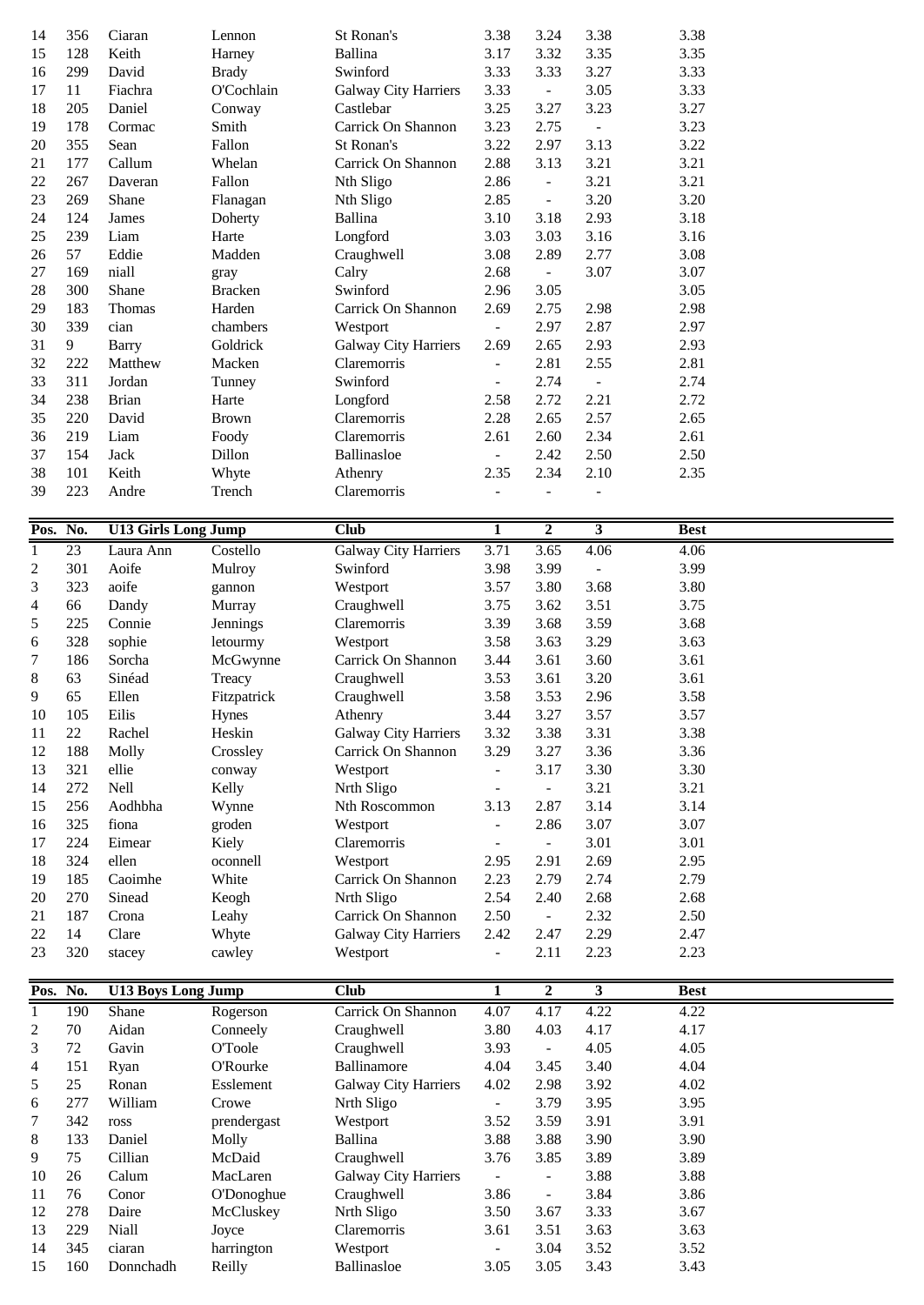| Pos. | No. | | | Club | 1 | 2 | 3 | Best |
|---|---|---|---|---|---|---|---|---|
| 14 | 356 | Ciaran | Lennon | St Ronan's | 3.38 | 3.24 | 3.38 | 3.38 |
| 15 | 128 | Keith | Harney | Ballina | 3.17 | 3.32 | 3.35 | 3.35 |
| 16 | 299 | David | Brady | Swinford | 3.33 | 3.33 | 3.27 | 3.33 |
| 17 | 11 | Fiachra | O'Cochlain | Galway City Harriers | 3.33 | - | 3.05 | 3.33 |
| 18 | 205 | Daniel | Conway | Castlebar | 3.25 | 3.27 | 3.23 | 3.27 |
| 19 | 178 | Cormac | Smith | Carrick On Shannon | 3.23 | 2.75 | - | 3.23 |
| 20 | 355 | Sean | Fallon | St Ronan's | 3.22 | 2.97 | 3.13 | 3.22 |
| 21 | 177 | Callum | Whelan | Carrick On Shannon | 2.88 | 3.13 | 3.21 | 3.21 |
| 22 | 267 | Daveran | Fallon | Nth Sligo | 2.86 | - | 3.21 | 3.21 |
| 23 | 269 | Shane | Flanagan | Nth Sligo | 2.85 | - | 3.20 | 3.20 |
| 24 | 124 | James | Doherty | Ballina | 3.10 | 3.18 | 2.93 | 3.18 |
| 25 | 239 | Liam | Harte | Longford | 3.03 | 3.03 | 3.16 | 3.16 |
| 26 | 57 | Eddie | Madden | Craughwell | 3.08 | 2.89 | 2.77 | 3.08 |
| 27 | 169 | niall | gray | Calry | 2.68 | - | 3.07 | 3.07 |
| 28 | 300 | Shane | Bracken | Swinford | 2.96 | 3.05 | | 3.05 |
| 29 | 183 | Thomas | Harden | Carrick On Shannon | 2.69 | 2.75 | 2.98 | 2.98 |
| 30 | 339 | cian | chambers | Westport | - | 2.97 | 2.87 | 2.97 |
| 31 | 9 | Barry | Goldrick | Galway City Harriers | 2.69 | 2.65 | 2.93 | 2.93 |
| 32 | 222 | Matthew | Macken | Claremorris | - | 2.81 | 2.55 | 2.81 |
| 33 | 311 | Jordan | Tunney | Swinford | - | 2.74 | - | 2.74 |
| 34 | 238 | Brian | Harte | Longford | 2.58 | 2.72 | 2.21 | 2.72 |
| 35 | 220 | David | Brown | Claremorris | 2.28 | 2.65 | 2.57 | 2.65 |
| 36 | 219 | Liam | Foody | Claremorris | 2.61 | 2.60 | 2.34 | 2.61 |
| 37 | 154 | Jack | Dillon | Ballinasloe | - | 2.42 | 2.50 | 2.50 |
| 38 | 101 | Keith | Whyte | Athenry | 2.35 | 2.34 | 2.10 | 2.35 |
| 39 | 223 | Andre | Trench | Claremorris | - | - | - | |

| Pos. | No. | U13 Girls Long Jump | | Club | 1 | 2 | 3 | Best |
|---|---|---|---|---|---|---|---|---|
| 1 | 23 | Laura Ann | Costello | Galway City Harriers | 3.71 | 3.65 | 4.06 | 4.06 |
| 2 | 301 | Aoife | Mulroy | Swinford | 3.98 | 3.99 | - | 3.99 |
| 3 | 323 | aoife | gannon | Westport | 3.57 | 3.80 | 3.68 | 3.80 |
| 4 | 66 | Dandy | Murray | Craughwell | 3.75 | 3.62 | 3.51 | 3.75 |
| 5 | 225 | Connie | Jennings | Claremorris | 3.39 | 3.68 | 3.59 | 3.68 |
| 6 | 328 | sophie | letourmy | Westport | 3.58 | 3.63 | 3.29 | 3.63 |
| 7 | 186 | Sorcha | McGwynne | Carrick On Shannon | 3.44 | 3.61 | 3.60 | 3.61 |
| 8 | 63 | Sinéad | Treacy | Craughwell | 3.53 | 3.61 | 3.20 | 3.61 |
| 9 | 65 | Ellen | Fitzpatrick | Craughwell | 3.58 | 3.53 | 2.96 | 3.58 |
| 10 | 105 | Eilis | Hynes | Athenry | 3.44 | 3.27 | 3.57 | 3.57 |
| 11 | 22 | Rachel | Heskin | Galway City Harriers | 3.32 | 3.38 | 3.31 | 3.38 |
| 12 | 188 | Molly | Crossley | Carrick On Shannon | 3.29 | 3.27 | 3.36 | 3.36 |
| 13 | 321 | ellie | conway | Westport | - | 3.17 | 3.30 | 3.30 |
| 14 | 272 | Nell | Kelly | Nrth Sligo | - | - | 3.21 | 3.21 |
| 15 | 256 | Aodhbha | Wynne | Nth Roscommon | 3.13 | 2.87 | 3.14 | 3.14 |
| 16 | 325 | fiona | groden | Westport | - | 2.86 | 3.07 | 3.07 |
| 17 | 224 | Eimear | Kiely | Claremorris | - | - | 3.01 | 3.01 |
| 18 | 324 | ellen | oconnell | Westport | 2.95 | 2.91 | 2.69 | 2.95 |
| 19 | 185 | Caoimhe | White | Carrick On Shannon | 2.23 | 2.79 | 2.74 | 2.79 |
| 20 | 270 | Sinead | Keogh | Nrth Sligo | 2.54 | 2.40 | 2.68 | 2.68 |
| 21 | 187 | Crona | Leahy | Carrick On Shannon | 2.50 | - | 2.32 | 2.50 |
| 22 | 14 | Clare | Whyte | Galway City Harriers | 2.42 | 2.47 | 2.29 | 2.47 |
| 23 | 320 | stacey | cawley | Westport | - | 2.11 | 2.23 | 2.23 |

| Pos. | No. | U13 Boys Long Jump | | Club | 1 | 2 | 3 | Best |
|---|---|---|---|---|---|---|---|---|
| 1 | 190 | Shane | Rogerson | Carrick On Shannon | 4.07 | 4.17 | 4.22 | 4.22 |
| 2 | 70 | Aidan | Conneely | Craughwell | 3.80 | 4.03 | 4.17 | 4.17 |
| 3 | 72 | Gavin | O'Toole | Craughwell | 3.93 | - | 4.05 | 4.05 |
| 4 | 151 | Ryan | O'Rourke | Ballinamore | 4.04 | 3.45 | 3.40 | 4.04 |
| 5 | 25 | Ronan | Esslement | Galway City Harriers | 4.02 | 2.98 | 3.92 | 4.02 |
| 6 | 277 | William | Crowe | Nrth Sligo | - | 3.79 | 3.95 | 3.95 |
| 7 | 342 | ross | prendergast | Westport | 3.52 | 3.59 | 3.91 | 3.91 |
| 8 | 133 | Daniel | Molly | Ballina | 3.88 | 3.88 | 3.90 | 3.90 |
| 9 | 75 | Cillian | McDaid | Craughwell | 3.76 | 3.85 | 3.89 | 3.89 |
| 10 | 26 | Calum | MacLaren | Galway City Harriers | - | - | 3.88 | 3.88 |
| 11 | 76 | Conor | O'Donoghue | Craughwell | 3.86 | - | 3.84 | 3.86 |
| 12 | 278 | Daire | McCluskey | Nrth Sligo | 3.50 | 3.67 | 3.33 | 3.67 |
| 13 | 229 | Niall | Joyce | Claremorris | 3.61 | 3.51 | 3.63 | 3.63 |
| 14 | 345 | ciaran | harrington | Westport | - | 3.04 | 3.52 | 3.52 |
| 15 | 160 | Donnchadh | Reilly | Ballinasloe | 3.05 | 3.05 | 3.43 | 3.43 |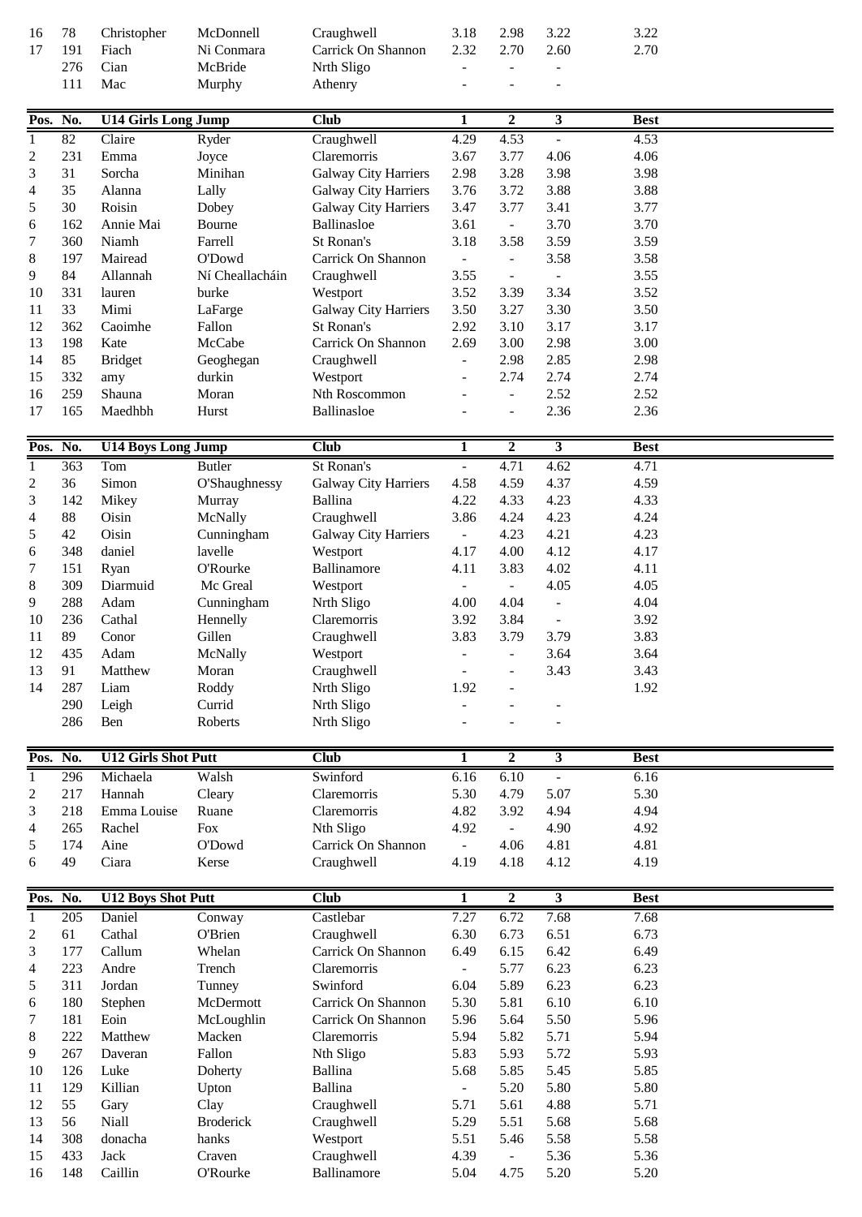| Pos. | No. | | | Club | 1 | 2 | 3 | Best |
|---|---|---|---|---|---|---|---|---|
| 16 | 78 | Christopher | McDonnell | Craughwell | 3.18 | 2.98 | 3.22 | 3.22 |
| 17 | 191 | Fiach | Ni Conmara | Carrick On Shannon | 2.32 | 2.70 | 2.60 | 2.70 |
| | 276 | Cian | McBride | Nrth Sligo | - | - | - | |
| | 111 | Mac | Murphy | Athenry | - | - | - | |

| Pos. | No. | U14 Girls Long Jump | | Club | 1 | 2 | 3 | Best |
|---|---|---|---|---|---|---|---|---|
| 1 | 82 | Claire | Ryder | Craughwell | 4.29 | 4.53 | - | 4.53 |
| 2 | 231 | Emma | Joyce | Claremorris | 3.67 | 3.77 | 4.06 | 4.06 |
| 3 | 31 | Sorcha | Minihan | Galway City Harriers | 2.98 | 3.28 | 3.98 | 3.98 |
| 4 | 35 | Alanna | Lally | Galway City Harriers | 3.76 | 3.72 | 3.88 | 3.88 |
| 5 | 30 | Roisin | Dobey | Galway City Harriers | 3.47 | 3.77 | 3.41 | 3.77 |
| 6 | 162 | Annie Mai | Bourne | Ballinasloe | 3.61 | - | 3.70 | 3.70 |
| 7 | 360 | Niamh | Farrell | St Ronan's | 3.18 | 3.58 | 3.59 | 3.59 |
| 8 | 197 | Mairead | O'Dowd | Carrick On Shannon | - | - | 3.58 | 3.58 |
| 9 | 84 | Allannah | Ní Cheallacháin | Craughwell | 3.55 | - | - | 3.55 |
| 10 | 331 | lauren | burke | Westport | 3.52 | 3.39 | 3.34 | 3.52 |
| 11 | 33 | Mimi | LaFarge | Galway City Harriers | 3.50 | 3.27 | 3.30 | 3.50 |
| 12 | 362 | Caoimhe | Fallon | St Ronan's | 2.92 | 3.10 | 3.17 | 3.17 |
| 13 | 198 | Kate | McCabe | Carrick On Shannon | 2.69 | 3.00 | 2.98 | 3.00 |
| 14 | 85 | Bridget | Geoghegan | Craughwell | - | 2.98 | 2.85 | 2.98 |
| 15 | 332 | amy | durkin | Westport | - | 2.74 | 2.74 | 2.74 |
| 16 | 259 | Shauna | Moran | Nth Roscommon | - | - | 2.52 | 2.52 |
| 17 | 165 | Maedhbh | Hurst | Ballinasloe | - | - | 2.36 | 2.36 |

| Pos. | No. | U14 Boys Long Jump | | Club | 1 | 2 | 3 | Best |
|---|---|---|---|---|---|---|---|---|
| 1 | 363 | Tom | Butler | St Ronan's | - | 4.71 | 4.62 | 4.71 |
| 2 | 36 | Simon | O'Shaughnessy | Galway City Harriers | 4.58 | 4.59 | 4.37 | 4.59 |
| 3 | 142 | Mikey | Murray | Ballina | 4.22 | 4.33 | 4.23 | 4.33 |
| 4 | 88 | Oisin | McNally | Craughwell | 3.86 | 4.24 | 4.23 | 4.24 |
| 5 | 42 | Oisin | Cunningham | Galway City Harriers | - | 4.23 | 4.21 | 4.23 |
| 6 | 348 | daniel | lavelle | Westport | 4.17 | 4.00 | 4.12 | 4.17 |
| 7 | 151 | Ryan | O'Rourke | Ballinamore | 4.11 | 3.83 | 4.02 | 4.11 |
| 8 | 309 | Diarmuid | Mc Greal | Westport | - | - | 4.05 | 4.05 |
| 9 | 288 | Adam | Cunningham | Nrth Sligo | 4.00 | 4.04 | - | 4.04 |
| 10 | 236 | Cathal | Hennelly | Claremorris | 3.92 | 3.84 | - | 3.92 |
| 11 | 89 | Conor | Gillen | Craughwell | 3.83 | 3.79 | 3.79 | 3.83 |
| 12 | 435 | Adam | McNally | Westport | - | - | 3.64 | 3.64 |
| 13 | 91 | Matthew | Moran | Craughwell | - | - | 3.43 | 3.43 |
| 14 | 287 | Liam | Roddy | Nrth Sligo | 1.92 | - | | 1.92 |
| | 290 | Leigh | Currid | Nrth Sligo | - | - | - | |
| | 286 | Ben | Roberts | Nrth Sligo | - | - | - | |

| Pos. | No. | U12 Girls Shot Putt | | Club | 1 | 2 | 3 | Best |
|---|---|---|---|---|---|---|---|---|
| 1 | 296 | Michaela | Walsh | Swinford | 6.16 | 6.10 | - | 6.16 |
| 2 | 217 | Hannah | Cleary | Claremorris | 5.30 | 4.79 | 5.07 | 5.30 |
| 3 | 218 | Emma Louise | Ruane | Claremorris | 4.82 | 3.92 | 4.94 | 4.94 |
| 4 | 265 | Rachel | Fox | Nth Sligo | 4.92 | - | 4.90 | 4.92 |
| 5 | 174 | Aine | O'Dowd | Carrick On Shannon | - | 4.06 | 4.81 | 4.81 |
| 6 | 49 | Ciara | Kerse | Craughwell | 4.19 | 4.18 | 4.12 | 4.19 |

| Pos. | No. | U12 Boys Shot Putt | | Club | 1 | 2 | 3 | Best |
|---|---|---|---|---|---|---|---|---|
| 1 | 205 | Daniel | Conway | Castlebar | 7.27 | 6.72 | 7.68 | 7.68 |
| 2 | 61 | Cathal | O'Brien | Craughwell | 6.30 | 6.73 | 6.51 | 6.73 |
| 3 | 177 | Callum | Whelan | Carrick On Shannon | 6.49 | 6.15 | 6.42 | 6.49 |
| 4 | 223 | Andre | Trench | Claremorris | - | 5.77 | 6.23 | 6.23 |
| 5 | 311 | Jordan | Tunney | Swinford | 6.04 | 5.89 | 6.23 | 6.23 |
| 6 | 180 | Stephen | McDermott | Carrick On Shannon | 5.30 | 5.81 | 6.10 | 6.10 |
| 7 | 181 | Eoin | McLoughlin | Carrick On Shannon | 5.96 | 5.64 | 5.50 | 5.96 |
| 8 | 222 | Matthew | Macken | Claremorris | 5.94 | 5.82 | 5.71 | 5.94 |
| 9 | 267 | Daveran | Fallon | Nth Sligo | 5.83 | 5.93 | 5.72 | 5.93 |
| 10 | 126 | Luke | Doherty | Ballina | 5.68 | 5.85 | 5.45 | 5.85 |
| 11 | 129 | Killian | Upton | Ballina | - | 5.20 | 5.80 | 5.80 |
| 12 | 55 | Gary | Clay | Craughwell | 5.71 | 5.61 | 4.88 | 5.71 |
| 13 | 56 | Niall | Broderick | Craughwell | 5.29 | 5.51 | 5.68 | 5.68 |
| 14 | 308 | donacha | hanks | Westport | 5.51 | 5.46 | 5.58 | 5.58 |
| 15 | 433 | Jack | Craven | Craughwell | 4.39 | - | 5.36 | 5.36 |
| 16 | 148 | Caillin | O'Rourke | Ballinamore | 5.04 | 4.75 | 5.20 | 5.20 |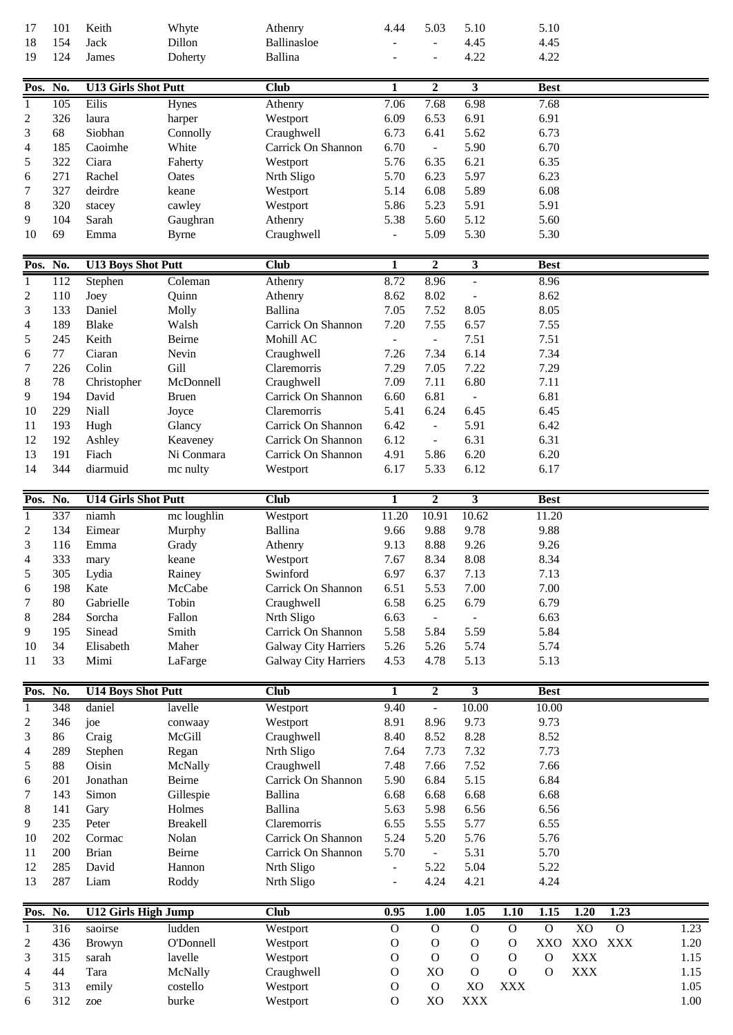| 17 | 101 | Keith | Whyte | Athenry | 4.44 | 5.03 | 5.10 | 5.10 |
|---|---|---|---|---|---|---|---|---|
| 18 | 154 | Jack | Dillon | Ballinasloe | - | - | 4.45 | 4.45 |
| 19 | 124 | James | Doherty | Ballina | - | - | 4.22 | 4.22 |

| Pos. | No. | U13 Girls Shot Putt | | Club | 1 | 2 | 3 | Best |
|---|---|---|---|---|---|---|---|---|
| 1 | 105 | Eilis | Hynes | Athenry | 7.06 | 7.68 | 6.98 | 7.68 |
| 2 | 326 | laura | harper | Westport | 6.09 | 6.53 | 6.91 | 6.91 |
| 3 | 68 | Siobhan | Connolly | Craughwell | 6.73 | 6.41 | 5.62 | 6.73 |
| 4 | 185 | Caoimhe | White | Carrick On Shannon | 6.70 | - | 5.90 | 6.70 |
| 5 | 322 | Ciara | Faherty | Westport | 5.76 | 6.35 | 6.21 | 6.35 |
| 6 | 271 | Rachel | Oates | Nrth Sligo | 5.70 | 6.23 | 5.97 | 6.23 |
| 7 | 327 | deirdre | keane | Westport | 5.14 | 6.08 | 5.89 | 6.08 |
| 8 | 320 | stacey | cawley | Westport | 5.86 | 5.23 | 5.91 | 5.91 |
| 9 | 104 | Sarah | Gaughran | Athenry | 5.38 | 5.60 | 5.12 | 5.60 |
| 10 | 69 | Emma | Byrne | Craughwell | - | 5.09 | 5.30 | 5.30 |

| Pos. | No. | U13 Boys Shot Putt | | Club | 1 | 2 | 3 | Best |
|---|---|---|---|---|---|---|---|---|
| 1 | 112 | Stephen | Coleman | Athenry | 8.72 | 8.96 | - | 8.96 |
| 2 | 110 | Joey | Quinn | Athenry | 8.62 | 8.02 | - | 8.62 |
| 3 | 133 | Daniel | Molly | Ballina | 7.05 | 7.52 | 8.05 | 8.05 |
| 4 | 189 | Blake | Walsh | Carrick On Shannon | 7.20 | 7.55 | 6.57 | 7.55 |
| 5 | 245 | Keith | Beirne | Mohill AC | - | - | 7.51 | 7.51 |
| 6 | 77 | Ciaran | Nevin | Craughwell | 7.26 | 7.34 | 6.14 | 7.34 |
| 7 | 226 | Colin | Gill | Claremorris | 7.29 | 7.05 | 7.22 | 7.29 |
| 8 | 78 | Christopher | McDonnell | Craughwell | 7.09 | 7.11 | 6.80 | 7.11 |
| 9 | 194 | David | Bruen | Carrick On Shannon | 6.60 | 6.81 | - | 6.81 |
| 10 | 229 | Niall | Joyce | Claremorris | 5.41 | 6.24 | 6.45 | 6.45 |
| 11 | 193 | Hugh | Glancy | Carrick On Shannon | 6.42 | - | 5.91 | 6.42 |
| 12 | 192 | Ashley | Keaveney | Carrick On Shannon | 6.12 | - | 6.31 | 6.31 |
| 13 | 191 | Fiach | Ni Conmara | Carrick On Shannon | 4.91 | 5.86 | 6.20 | 6.20 |
| 14 | 344 | diarmuid | mc nulty | Westport | 6.17 | 5.33 | 6.12 | 6.17 |

| Pos. | No. | U14 Girls Shot Putt | | Club | 1 | 2 | 3 | Best |
|---|---|---|---|---|---|---|---|---|
| 1 | 337 | niamh | mc loughlin | Westport | 11.20 | 10.91 | 10.62 | 11.20 |
| 2 | 134 | Eimear | Murphy | Ballina | 9.66 | 9.88 | 9.78 | 9.88 |
| 3 | 116 | Emma | Grady | Athenry | 9.13 | 8.88 | 9.26 | 9.26 |
| 4 | 333 | mary | keane | Westport | 7.67 | 8.34 | 8.08 | 8.34 |
| 5 | 305 | Lydia | Rainey | Swinford | 6.97 | 6.37 | 7.13 | 7.13 |
| 6 | 198 | Kate | McCabe | Carrick On Shannon | 6.51 | 5.53 | 7.00 | 7.00 |
| 7 | 80 | Gabrielle | Tobin | Craughwell | 6.58 | 6.25 | 6.79 | 6.79 |
| 8 | 284 | Sorcha | Fallon | Nrth Sligo | 6.63 | - | - | 6.63 |
| 9 | 195 | Sinead | Smith | Carrick On Shannon | 5.58 | 5.84 | 5.59 | 5.84 |
| 10 | 34 | Elisabeth | Maher | Galway City Harriers | 5.26 | 5.26 | 5.74 | 5.74 |
| 11 | 33 | Mimi | LaFarge | Galway City Harriers | 4.53 | 4.78 | 5.13 | 5.13 |

| Pos. | No. | U14 Boys Shot Putt | | Club | 1 | 2 | 3 | Best |
|---|---|---|---|---|---|---|---|---|
| 1 | 348 | daniel | lavelle | Westport | 9.40 | - | 10.00 | 10.00 |
| 2 | 346 | joe | conwaay | Westport | 8.91 | 8.96 | 9.73 | 9.73 |
| 3 | 86 | Craig | McGill | Craughwell | 8.40 | 8.52 | 8.28 | 8.52 |
| 4 | 289 | Stephen | Regan | Nrth Sligo | 7.64 | 7.73 | 7.32 | 7.73 |
| 5 | 88 | Oisin | McNally | Craughwell | 7.48 | 7.66 | 7.52 | 7.66 |
| 6 | 201 | Jonathan | Beirne | Carrick On Shannon | 5.90 | 6.84 | 5.15 | 6.84 |
| 7 | 143 | Simon | Gillespie | Ballina | 6.68 | 6.68 | 6.68 | 6.68 |
| 8 | 141 | Gary | Holmes | Ballina | 5.63 | 5.98 | 6.56 | 6.56 |
| 9 | 235 | Peter | Breakell | Claremorris | 6.55 | 5.55 | 5.77 | 6.55 |
| 10 | 202 | Cormac | Nolan | Carrick On Shannon | 5.24 | 5.20 | 5.76 | 5.76 |
| 11 | 200 | Brian | Beirne | Carrick On Shannon | 5.70 | - | 5.31 | 5.70 |
| 12 | 285 | David | Hannon | Nrth Sligo | - | 5.22 | 5.04 | 5.22 |
| 13 | 287 | Liam | Roddy | Nrth Sligo | - | 4.24 | 4.21 | 4.24 |

| Pos. | No. | U12 Girls High Jump | | Club | 0.95 | 1.00 | 1.05 | 1.10 | 1.15 | 1.20 | 1.23 | |
|---|---|---|---|---|---|---|---|---|---|---|---|---|
| 1 | 316 | saoirse | ludden | Westport | O | O | O | O | O | XO | O | 1.23 |
| 2 | 436 | Browyn | O'Donnell | Westport | O | O | O | O | XXO | XXO | XXX | 1.20 |
| 3 | 315 | sarah | lavelle | Westport | O | O | O | O | O | XXX | | 1.15 |
| 4 | 44 | Tara | McNally | Craughwell | O | XO | O | O | O | XXX | | 1.15 |
| 5 | 313 | emily | costello | Westport | O | O | XO | XXX | | | | 1.05 |
| 6 | 312 | zoe | burke | Westport | O | XO | XXX | | | | | 1.00 |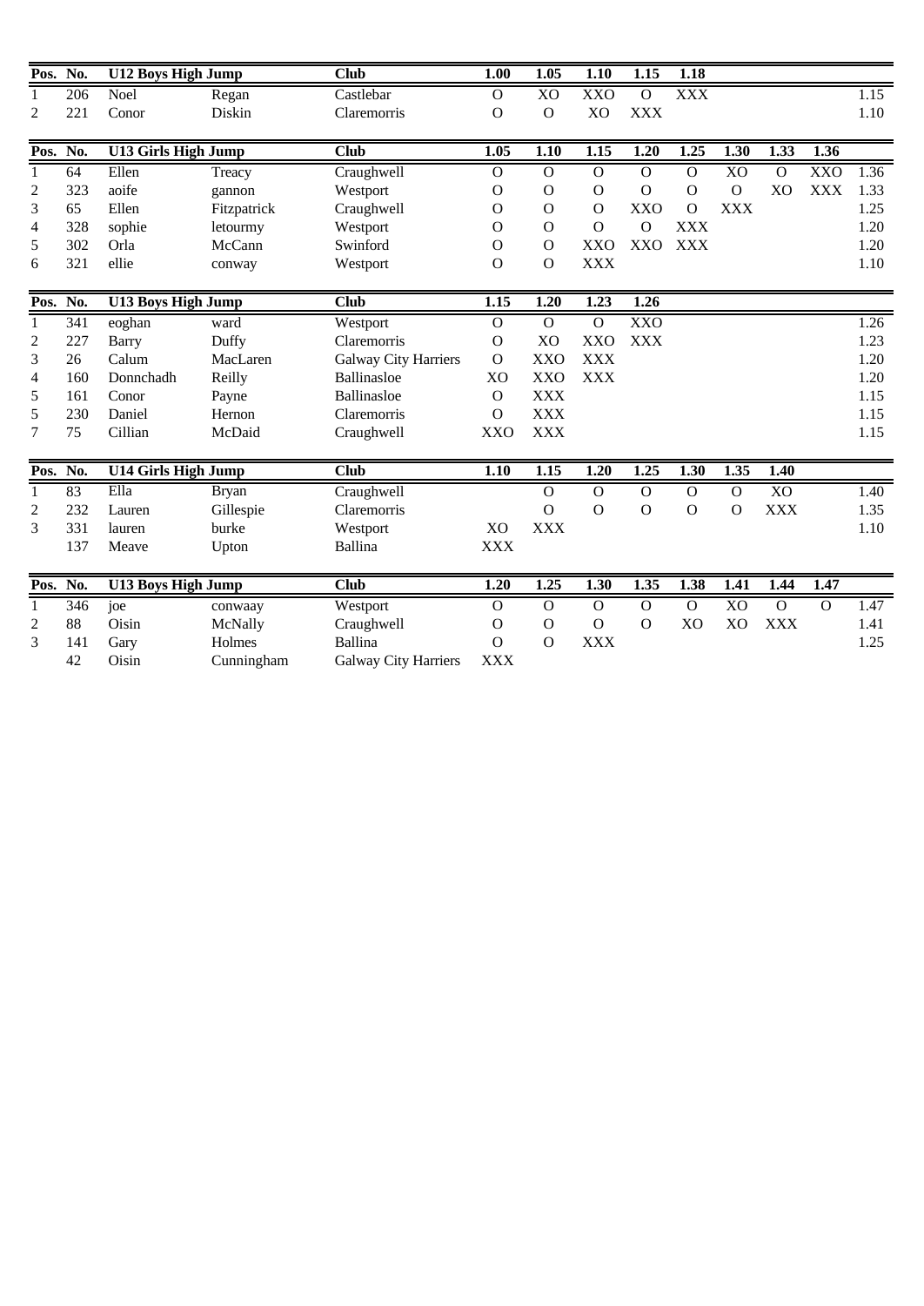| Pos. | No. | U12 Boys High Jump | | Club | 1.00 | 1.05 | 1.10 | 1.15 | 1.18 | | | | |
|---|---|---|---|---|---|---|---|---|---|---|---|---|---|
| 1 | 206 | Noel | Regan | Castlebar | O | XO | XXO | O | XXX | | | | 1.15 |
| 2 | 221 | Conor | Diskin | Claremorris | O | O | XO | XXX | | | | | 1.10 |

| Pos. | No. | U13 Girls High Jump | | Club | 1.05 | 1.10 | 1.15 | 1.20 | 1.25 | 1.30 | 1.33 | 1.36 | |
|---|---|---|---|---|---|---|---|---|---|---|---|---|---|
| 1 | 64 | Ellen | Treacy | Craughwell | O | O | O | O | O | XO | O | XXO | 1.36 |
| 2 | 323 | aoife | gannon | Westport | O | O | O | O | O | O | XO | XXX | 1.33 |
| 3 | 65 | Ellen | Fitzpatrick | Craughwell | O | O | O | XXO | O | XXX | | | 1.25 |
| 4 | 328 | sophie | letourmy | Westport | O | O | O | O | XXX | | | | 1.20 |
| 5 | 302 | Orla | McCann | Swinford | O | O | XXO | XXO | XXX | | | | 1.20 |
| 6 | 321 | ellie | conway | Westport | O | O | XXX | | | | | | 1.10 |

| Pos. | No. | U13 Boys High Jump | | Club | 1.15 | 1.20 | 1.23 | 1.26 | |
|---|---|---|---|---|---|---|---|---|---|
| 1 | 341 | eoghan | ward | Westport | O | O | O | XXO | 1.26 |
| 2 | 227 | Barry | Duffy | Claremorris | O | XO | XXO | XXX | 1.23 |
| 3 | 26 | Calum | MacLaren | Galway City Harriers | O | XXO | XXX | | 1.20 |
| 4 | 160 | Donnchadh | Reilly | Ballinasloe | XO | XXO | XXX | | 1.20 |
| 5 | 161 | Conor | Payne | Ballinasloe | O | XXX | | | 1.15 |
| 5 | 230 | Daniel | Hernon | Claremorris | O | XXX | | | 1.15 |
| 7 | 75 | Cillian | McDaid | Craughwell | XXO | XXX | | | 1.15 |

| Pos. | No. | U14 Girls High Jump | | Club | 1.10 | 1.15 | 1.20 | 1.25 | 1.30 | 1.35 | 1.40 | |
|---|---|---|---|---|---|---|---|---|---|---|---|---|
| 1 | 83 | Ella | Bryan | Craughwell | | O | O | O | O | O | XO | 1.40 |
| 2 | 232 | Lauren | Gillespie | Claremorris | | O | O | O | O | O | XXX | 1.35 |
| 3 | 331 | lauren | burke | Westport | XO | XXX | | | | | | 1.10 |
| | 137 | Meave | Upton | Ballina | XXX | | | | | | | |

| Pos. | No. | U13 Boys High Jump | | Club | 1.20 | 1.25 | 1.30 | 1.35 | 1.38 | 1.41 | 1.44 | 1.47 | |
|---|---|---|---|---|---|---|---|---|---|---|---|---|---|
| 1 | 346 | joe | conwaay | Westport | O | O | O | O | O | XO | O | O | 1.47 |
| 2 | 88 | Oisin | McNally | Craughwell | O | O | O | O | XO | XO | XXX | | 1.41 |
| 3 | 141 | Gary | Holmes | Ballina | O | O | XXX | | | | | | 1.25 |
| | 42 | Oisin | Cunningham | Galway City Harriers | XXX | | | | | | | | |